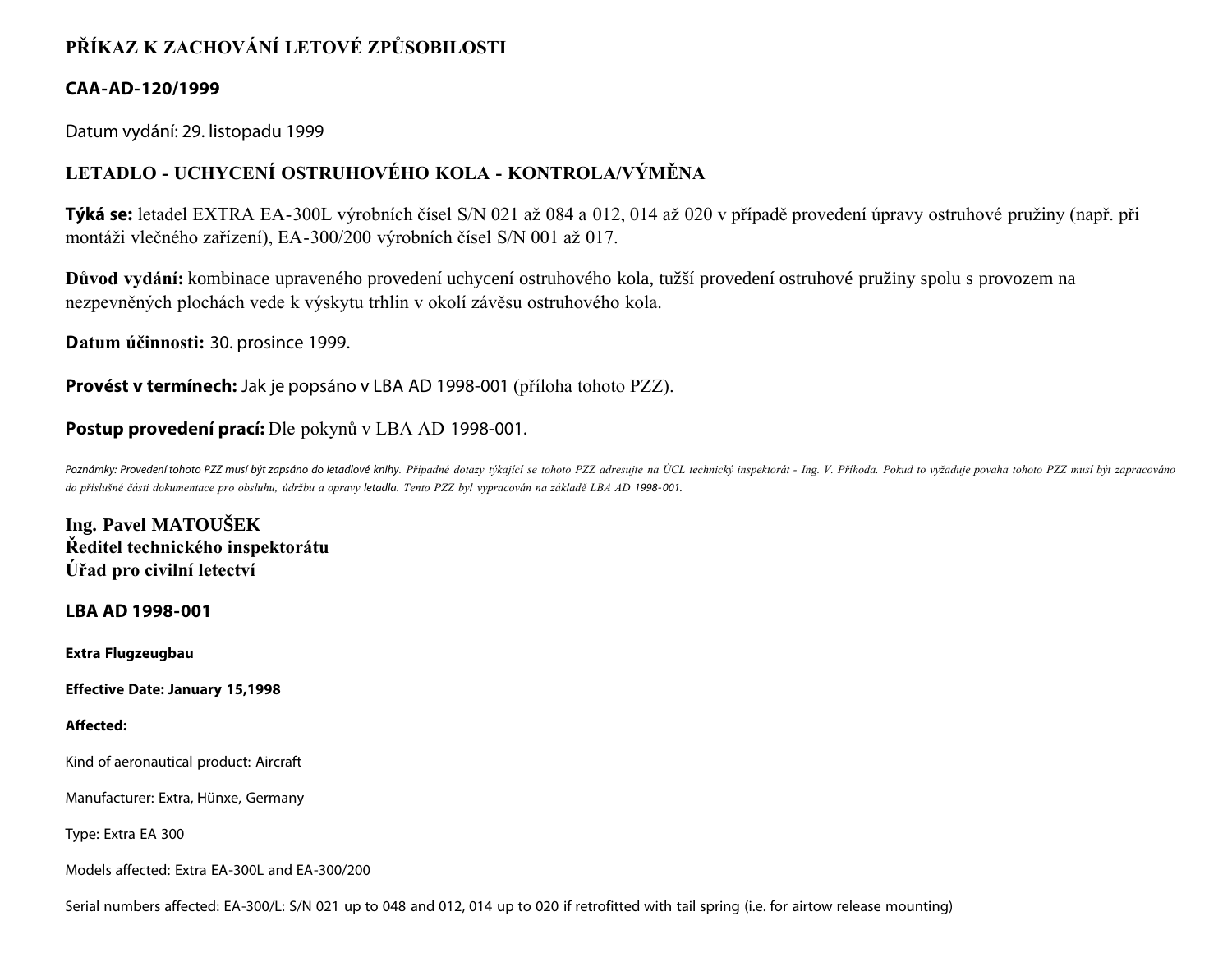# PŘÍKAZ K ZACHOVÁNÍ LETOVÉ ZPŮSOBILOSTI

**CAA-AD-120/1999**

Datum vydání: 29. listopadu 1999

## LETADLO - UCHYCENÍ OSTRUHOVÉHO KOLA - KONTROLA/VÝMĚNA

**Týká se:** letadel EXTRA EA-300L výrobních čísel S/N 021 až 084 a 012, 014 až 020 v případě provedení úpravy ostruhové pružiny (např. při montáži vlečného zařízení), EA-300/200 výrobních čísel S/N 001 až 017.

**Důvod vydání:** kombinace upraveného provedení uchycení ostruhového kola, tužší provedení ostruhové pružiny spolu s provozem na nezpevněných plochách vede k výskytu trhlin v okolí závěsu ostruhového kola.

**Datum účinnosti:** 30. prosince 1999.

**Provést v termínech:** Jak je popsáno v LBA AD 1998-001 (příloha tohoto PZZ).

**Postup provedení prací:** Dle pokynů v LBA AD 1998-001.

*Poznámky: Provedení tohoto PZZ musí být zapsáno do letadlové knihy. Případné dotazy týkající se tohoto PZZ adresujte na ÚCL technický inspektorát - Ing. V. Příhoda. Pokud to vyžaduje povaha tohoto PZZ musí být zapracováno do příslušné části dokumentace pro obsluhu, údržbu a opravy letadla. Tento PZZ byl vypracován na základě LBA AD 1998-001.*

**Ing. Pavel MATOUŠEK**
**Ředitel technického inspektorátu**
**Úřad pro civilní letectví**

## LBA AD 1998-001

**Extra Flugzeugbau**

**Effective Date: January 15,1998**

**Affected:**

Kind of aeronautical product: Aircraft

Manufacturer: Extra, Hünxe, Germany

Type: Extra EA 300

Models affected: Extra EA-300L and EA-300/200

Serial numbers affected: EA-300/L: S/N 021 up to 048 and 012, 014 up to 020 if retrofitted with tail spring (i.e. for airtow release mounting)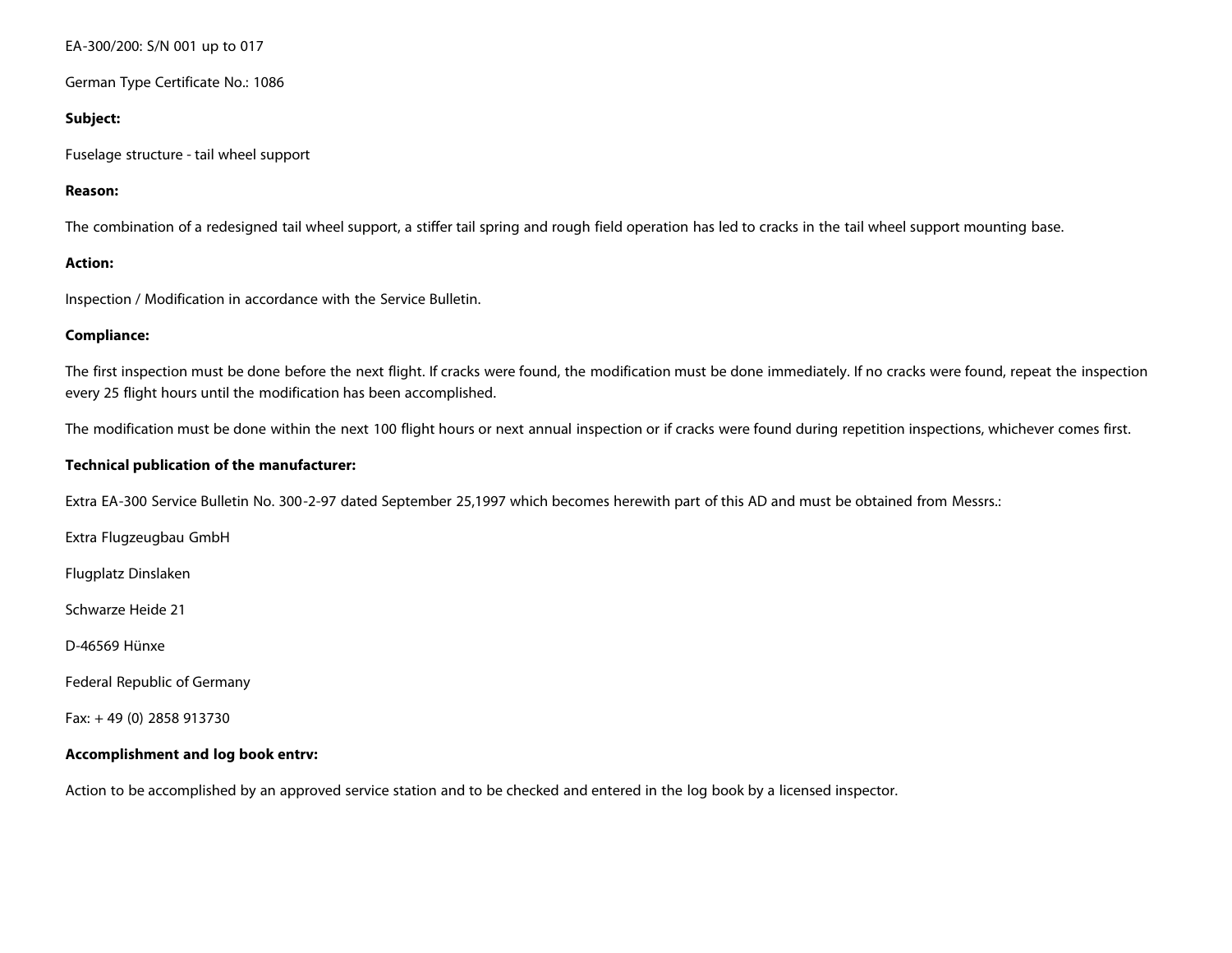EA-300/200: S/N 001 up to 017

German Type Certificate No.: 1086

**Subject:**

Fuselage structure - tail wheel support

**Reason:**

The combination of a redesigned tail wheel support, a stiffer tail spring and rough field operation has led to cracks in the tail wheel support mounting base.

**Action:**

Inspection / Modification in accordance with the Service Bulletin.

**Compliance:**

The first inspection must be done before the next flight. If cracks were found, the modification must be done immediately. If no cracks were found, repeat the inspection every 25 flight hours until the modification has been accomplished.

The modification must be done within the next 100 flight hours or next annual inspection or if cracks were found during repetition inspections, whichever comes first.

**Technical publication of the manufacturer:**

Extra EA-300 Service Bulletin No. 300-2-97 dated September 25,1997 which becomes herewith part of this AD and must be obtained from Messrs.:

Extra Flugzeugbau GmbH

Flugplatz Dinslaken

Schwarze Heide 21

D-46569 Hünxe

Federal Republic of Germany

Fax: + 49 (0) 2858 913730

**Accomplishment and log book entrv:**

Action to be accomplished by an approved service station and to be checked and entered in the log book by a licensed inspector.